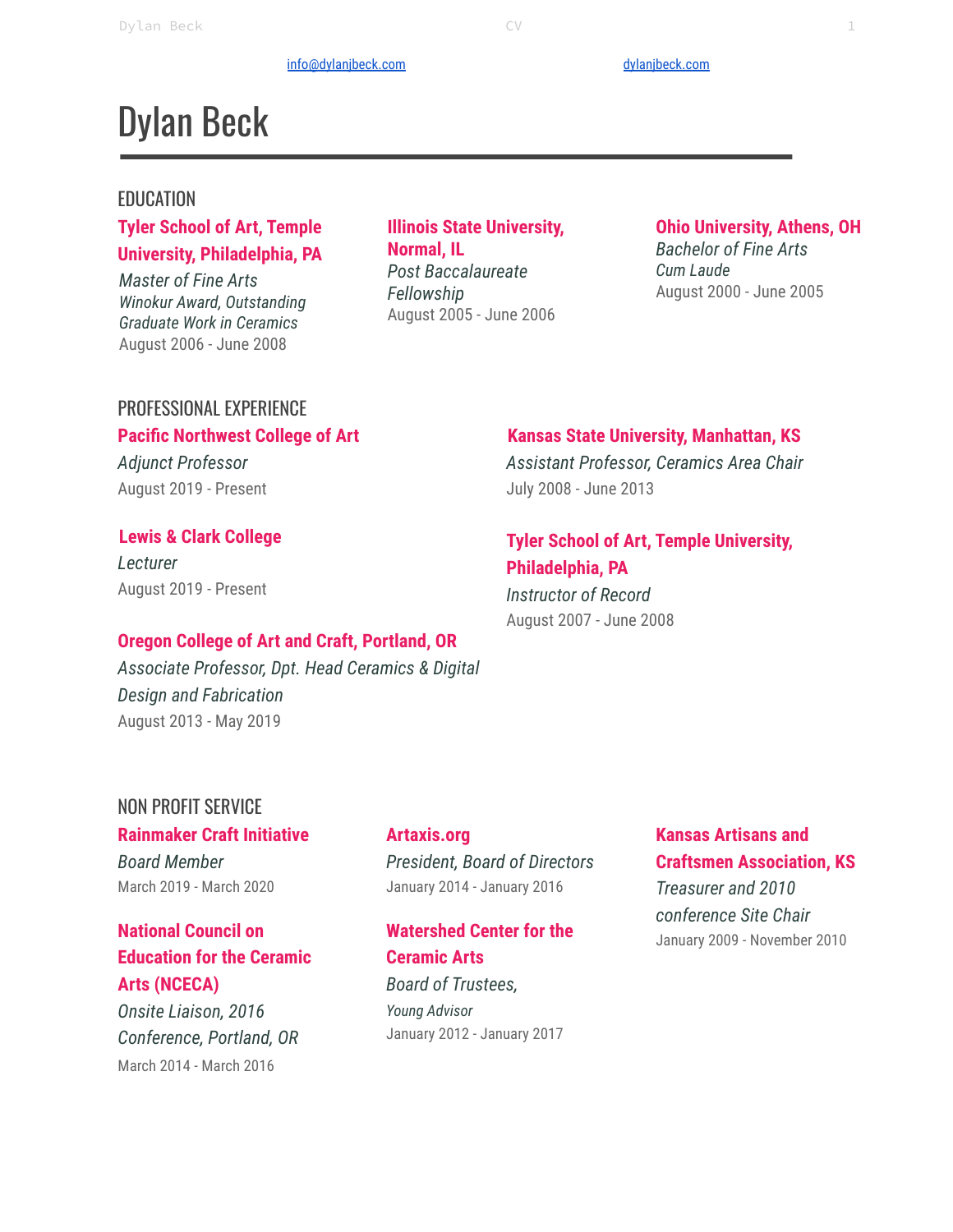info@dylanjbeck.com dylanjbeck.com

# Dylan Beck

## EDUCATION

**Tyler School of Art, Temple University, Philadelphia, PA**
*Master of Fine Arts*
*Winokur Award, Outstanding Graduate Work in Ceramics*
August 2006 - June 2008

**Illinois State University, Normal, IL**
*Post Baccalaureate Fellowship*
August 2005 - June 2006

**Ohio University, Athens, OH**
*Bachelor of Fine Arts*
*Cum Laude*
August 2000 - June 2005

## PROFESSIONAL EXPERIENCE

**Pacific Northwest College of Art**
*Adjunct Professor*
August 2019 - Present

**Lewis & Clark College**
*Lecturer*
August 2019 - Present

**Oregon College of Art and Craft, Portland, OR**
*Associate Professor, Dpt. Head Ceramics & Digital Design and Fabrication*
August 2013 - May 2019

**Kansas State University, Manhattan, KS**
*Assistant Professor, Ceramics Area Chair*
July 2008 - June 2013

**Tyler School of Art, Temple University, Philadelphia, PA**
*Instructor of Record*
August 2007 - June 2008

## NON PROFIT SERVICE

**Rainmaker Craft Initiative**
*Board Member*
March 2019 - March 2020

**National Council on Education for the Ceramic Arts (NCECA)**
*Onsite Liaison, 2016 Conference, Portland, OR*
March 2014 - March 2016

**Artaxis.org**
*President, Board of Directors*
January 2014 - January 2016

**Watershed Center for the Ceramic Arts**
*Board of Trustees,*
*Young Advisor*
January 2012 - January 2017

**Kansas Artisans and Craftsmen Association, KS**
*Treasurer and 2010 conference Site Chair*
January 2009 - November 2010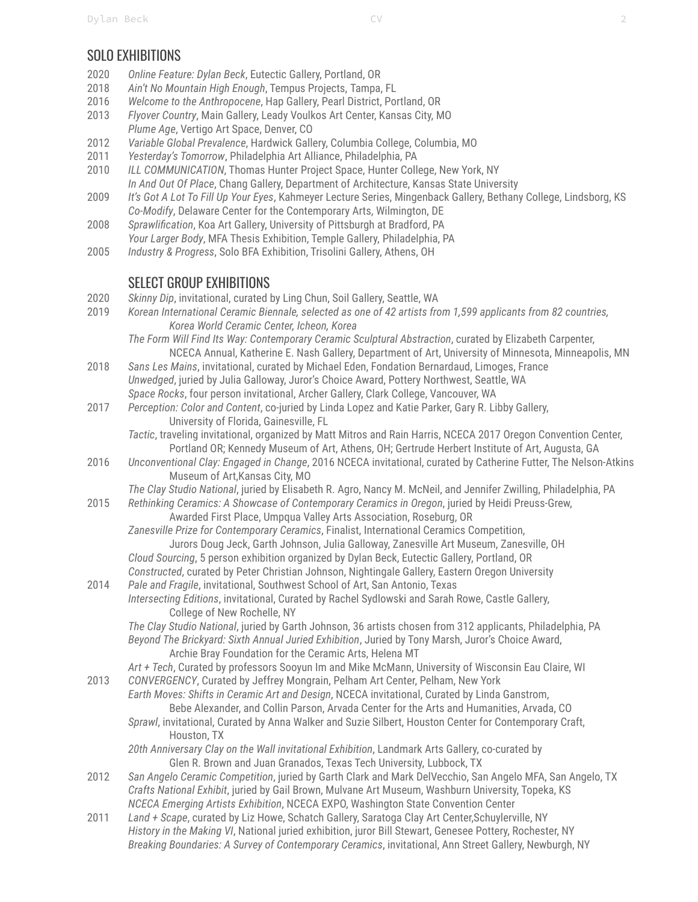## SOLO EXHIBITIONS

2020 *Online Feature: Dylan Beck*, Eutectic Gallery, Portland, OR
2018 *Ain't No Mountain High Enough*, Tempus Projects, Tampa, FL
2016 *Welcome to the Anthropocene*, Hap Gallery, Pearl District, Portland, OR
2013 *Flyover Country*, Main Gallery, Leady Voulkos Art Center, Kansas City, MO
*Plume Age*, Vertigo Art Space, Denver, CO
2012 *Variable Global Prevalence*, Hardwick Gallery, Columbia College, Columbia, MO
2011 *Yesterday's Tomorrow*, Philadelphia Art Alliance, Philadelphia, PA
2010 *ILL COMMUNICATION*, Thomas Hunter Project Space, Hunter College, New York, NY
*In And Out Of Place*, Chang Gallery, Department of Architecture, Kansas State University
2009 *It's Got A Lot To Fill Up Your Eyes*, Kahmeyer Lecture Series, Mingenback Gallery, Bethany College, Lindsborg, KS
*Co-Modify*, Delaware Center for the Contemporary Arts, Wilmington, DE
2008 *Sprawlification*, Koa Art Gallery, University of Pittsburgh at Bradford, PA
*Your Larger Body*, MFA Thesis Exhibition, Temple Gallery, Philadelphia, PA
2005 *Industry & Progress*, Solo BFA Exhibition, Trisolini Gallery, Athens, OH

## SELECT GROUP EXHIBITIONS

2020 *Skinny Dip*, invitational, curated by Ling Chun, Soil Gallery, Seattle, WA
2019 *Korean International Ceramic Biennale, selected as one of 42 artists from 1,599 applicants from 82 countries, Korea World Ceramic Center, Icheon, Korea*
*The Form Will Find Its Way: Contemporary Ceramic Sculptural Abstraction*, curated by Elizabeth Carpenter, NCECA Annual, Katherine E. Nash Gallery, Department of Art, University of Minnesota, Minneapolis, MN
2018 *Sans Les Mains*, invitational, curated by Michael Eden, Fondation Bernardaud, Limoges, France
*Unwedged*, juried by Julia Galloway, Juror's Choice Award, Pottery Northwest, Seattle, WA
*Space Rocks*, four person invitational, Archer Gallery, Clark College, Vancouver, WA
2017 *Perception: Color and Content*, co-juried by Linda Lopez and Katie Parker, Gary R. Libby Gallery, University of Florida, Gainesville, FL
*Tactic*, traveling invitational, organized by Matt Mitros and Rain Harris, NCECA 2017 Oregon Convention Center, Portland OR; Kennedy Museum of Art, Athens, OH; Gertrude Herbert Institute of Art, Augusta, GA
2016 *Unconventional Clay: Engaged in Change*, 2016 NCECA invitational, curated by Catherine Futter, The Nelson-Atkins Museum of Art,Kansas City, MO
*The Clay Studio National*, juried by Elisabeth R. Agro, Nancy M. McNeil, and Jennifer Zwilling, Philadelphia, PA
2015 *Rethinking Ceramics: A Showcase of Contemporary Ceramics in Oregon*, juried by Heidi Preuss-Grew, Awarded First Place, Umpqua Valley Arts Association, Roseburg, OR
*Zanesville Prize for Contemporary Ceramics*, Finalist, International Ceramics Competition, Jurors Doug Jeck, Garth Johnson, Julia Galloway, Zanesville Art Museum, Zanesville, OH
*Cloud Sourcing*, 5 person exhibition organized by Dylan Beck, Eutectic Gallery, Portland, OR
*Constructed*, curated by Peter Christian Johnson, Nightingale Gallery, Eastern Oregon University
2014 *Pale and Fragile*, invitational, Southwest School of Art, San Antonio, Texas
*Intersecting Editions*, invitational, Curated by Rachel Sydlowski and Sarah Rowe, Castle Gallery, College of New Rochelle, NY
*The Clay Studio National*, juried by Garth Johnson, 36 artists chosen from 312 applicants, Philadelphia, PA
*Beyond The Brickyard: Sixth Annual Juried Exhibition*, Juried by Tony Marsh, Juror's Choice Award, Archie Bray Foundation for the Ceramic Arts, Helena MT
*Art + Tech*, Curated by professors Sooyun Im and Mike McMann, University of Wisconsin Eau Claire, WI
2013 *CONVERGENCY*, Curated by Jeffrey Mongrain, Pelham Art Center, Pelham, New York
*Earth Moves: Shifts in Ceramic Art and Design*, NCECA invitational, Curated by Linda Ganstrom, Bebe Alexander, and Collin Parson, Arvada Center for the Arts and Humanities, Arvada, CO
*Sprawl*, invitational, Curated by Anna Walker and Suzie Silbert, Houston Center for Contemporary Craft, Houston, TX
*20th Anniversary Clay on the Wall invitational Exhibition*, Landmark Arts Gallery, co-curated by Glen R. Brown and Juan Granados, Texas Tech University, Lubbock, TX
2012 *San Angelo Ceramic Competition*, juried by Garth Clark and Mark DelVecchio, San Angelo MFA, San Angelo, TX
*Crafts National Exhibit*, juried by Gail Brown, Mulvane Art Museum, Washburn University, Topeka, KS
*NCECA Emerging Artists Exhibition*, NCECA EXPO, Washington State Convention Center
2011 *Land + Scape*, curated by Liz Howe, Schatch Gallery, Saratoga Clay Art Center,Schuylerville, NY
*History in the Making VI*, National juried exhibition, juror Bill Stewart, Genesee Pottery, Rochester, NY
*Breaking Boundaries: A Survey of Contemporary Ceramics*, invitational, Ann Street Gallery, Newburgh, NY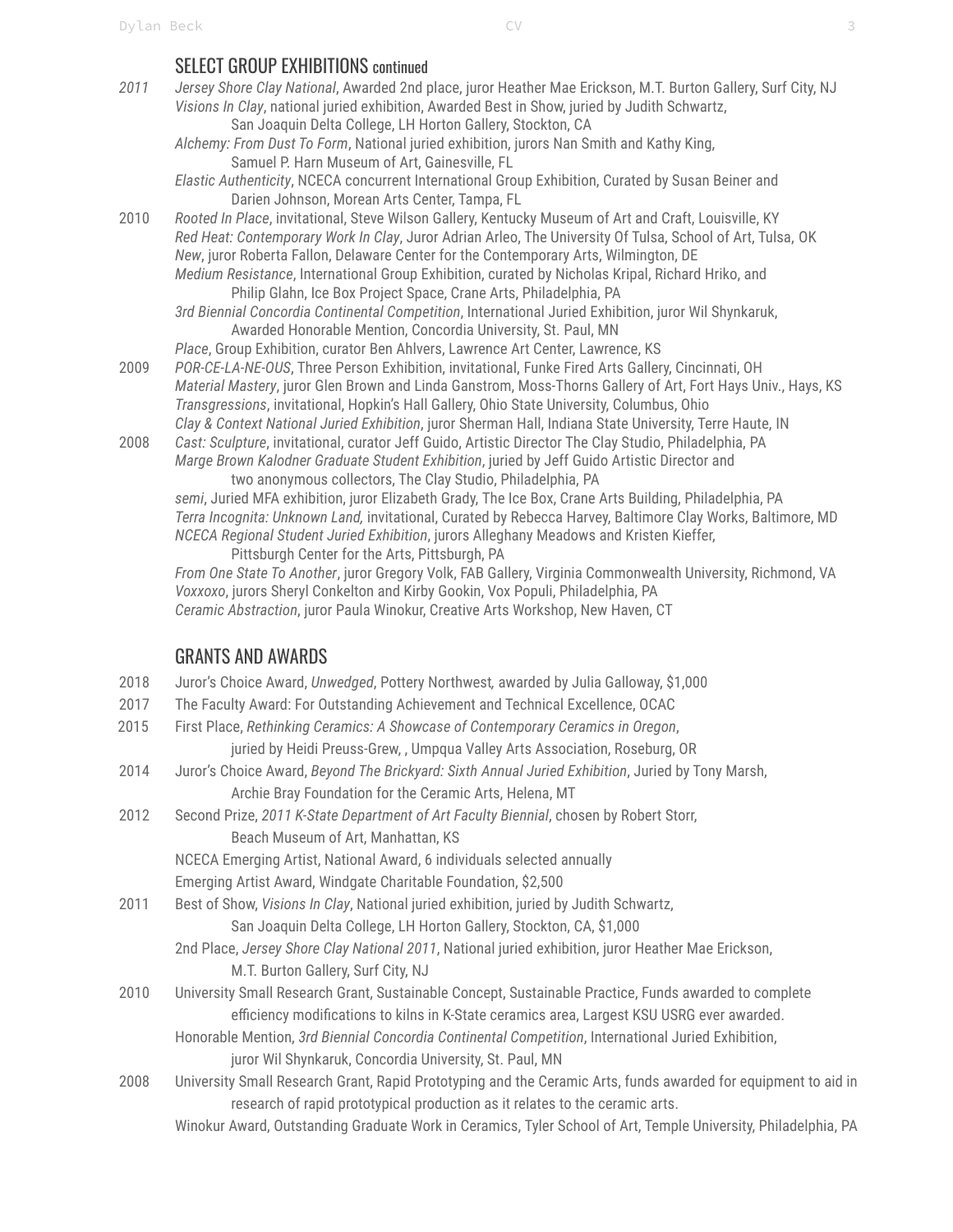## SELECT GROUP EXHIBITIONS continued

*2011* *Jersey Shore Clay National*, Awarded 2nd place, juror Heather Mae Erickson, M.T. Burton Gallery, Surf City, NJ
*Visions In Clay*, national juried exhibition, Awarded Best in Show, juried by Judith Schwartz,
San Joaquin Delta College, LH Horton Gallery, Stockton, CA
*Alchemy: From Dust To Form*, National juried exhibition, jurors Nan Smith and Kathy King,
Samuel P. Harn Museum of Art, Gainesville, FL
*Elastic Authenticity*, NCECA concurrent International Group Exhibition, Curated by Susan Beiner and
Darien Johnson, Morean Arts Center, Tampa, FL

2010 *Rooted In Place*, invitational, Steve Wilson Gallery, Kentucky Museum of Art and Craft, Louisville, KY
*Red Heat: Contemporary Work In Clay*, Juror Adrian Arleo, The University Of Tulsa, School of Art, Tulsa, OK
*New*, juror Roberta Fallon, Delaware Center for the Contemporary Arts, Wilmington, DE
*Medium Resistance*, International Group Exhibition, curated by Nicholas Kripal, Richard Hriko, and
Philip Glahn, Ice Box Project Space, Crane Arts, Philadelphia, PA
*3rd Biennial Concordia Continental Competition*, International Juried Exhibition, juror Wil Shynkaruk,
Awarded Honorable Mention, Concordia University, St. Paul, MN
*Place*, Group Exhibition, curator Ben Ahlvers, Lawrence Art Center, Lawrence, KS

2009 *POR-CE-LA-NE-OUS*, Three Person Exhibition, invitational, Funke Fired Arts Gallery, Cincinnati, OH
*Material Mastery*, juror Glen Brown and Linda Ganstrom, Moss-Thorns Gallery of Art, Fort Hays Univ., Hays, KS
*Transgressions*, invitational, Hopkin's Hall Gallery, Ohio State University, Columbus, Ohio
*Clay & Context National Juried Exhibition*, juror Sherman Hall, Indiana State University, Terre Haute, IN

2008 *Cast: Sculpture*, invitational, curator Jeff Guido, Artistic Director The Clay Studio, Philadelphia, PA
*Marge Brown Kalodner Graduate Student Exhibition*, juried by Jeff Guido Artistic Director and
two anonymous collectors, The Clay Studio, Philadelphia, PA
*semi*, Juried MFA exhibition, juror Elizabeth Grady, The Ice Box, Crane Arts Building, Philadelphia, PA
*Terra Incognita: Unknown Land,* invitational, Curated by Rebecca Harvey, Baltimore Clay Works, Baltimore, MD
*NCECA Regional Student Juried Exhibition*, jurors Alleghany Meadows and Kristen Kieffer,
Pittsburgh Center for the Arts, Pittsburgh, PA
*From One State To Another*, juror Gregory Volk, FAB Gallery, Virginia Commonwealth University, Richmond, VA
*Voxxoxo*, jurors Sheryl Conkelton and Kirby Gookin, Vox Populi, Philadelphia, PA
*Ceramic Abstraction*, juror Paula Winokur, Creative Arts Workshop, New Haven, CT

## GRANTS AND AWARDS

2018 Juror's Choice Award, *Unwedged*, Pottery Northwest, awarded by Julia Galloway, $1,000

2017 The Faculty Award: For Outstanding Achievement and Technical Excellence, OCAC

2015 First Place, *Rethinking Ceramics: A Showcase of Contemporary Ceramics in Oregon*,
juried by Heidi Preuss-Grew, , Umpqua Valley Arts Association, Roseburg, OR

2014 Juror's Choice Award, *Beyond The Brickyard: Sixth Annual Juried Exhibition*, Juried by Tony Marsh,
Archie Bray Foundation for the Ceramic Arts, Helena, MT

2012 Second Prize, *2011 K-State Department of Art Faculty Biennial*, chosen by Robert Storr,
Beach Museum of Art, Manhattan, KS
NCECA Emerging Artist, National Award, 6 individuals selected annually
Emerging Artist Award, Windgate Charitable Foundation, $2,500

2011 Best of Show, *Visions In Clay*, National juried exhibition, juried by Judith Schwartz,
San Joaquin Delta College, LH Horton Gallery, Stockton, CA, $1,000
2nd Place, *Jersey Shore Clay National 2011*, National juried exhibition, juror Heather Mae Erickson,
M.T. Burton Gallery, Surf City, NJ

2010 University Small Research Grant, Sustainable Concept, Sustainable Practice, Funds awarded to complete
efficiency modifications to kilns in K-State ceramics area, Largest KSU USRG ever awarded.
Honorable Mention, *3rd Biennial Concordia Continental Competition*, International Juried Exhibition,
juror Wil Shynkaruk, Concordia University, St. Paul, MN

2008 University Small Research Grant, Rapid Prototyping and the Ceramic Arts, funds awarded for equipment to aid in
research of rapid prototypical production as it relates to the ceramic arts.
Winokur Award, Outstanding Graduate Work in Ceramics, Tyler School of Art, Temple University, Philadelphia, PA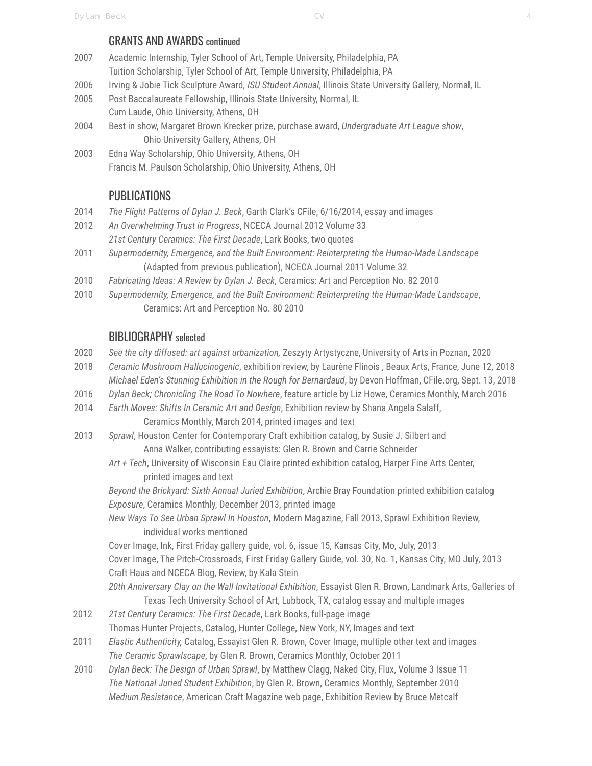## GRANTS AND AWARDS continued

2007 Academic Internship, Tyler School of Art, Temple University, Philadelphia, PA
Tuition Scholarship, Tyler School of Art, Temple University, Philadelphia, PA

2006 Irving & Jobie Tick Sculpture Award, *ISU Student Annual*, Illinois State University Gallery, Normal, IL

2005 Post Baccalaureate Fellowship, Illinois State University, Normal, IL
Cum Laude, Ohio University, Athens, OH

2004 Best in show, Margaret Brown Krecker prize, purchase award, *Undergraduate Art League show*, Ohio University Gallery, Athens, OH

2003 Edna Way Scholarship, Ohio University, Athens, OH
Francis M. Paulson Scholarship, Ohio University, Athens, OH

## PUBLICATIONS

2014 *The Flight Patterns of Dylan J. Beck*, Garth Clark's CFile, 6/16/2014, essay and images

2012 *An Overwhelming Trust in Progress*, NCECA Journal 2012 Volume 33
*21st Century Ceramics: The First Decade*, Lark Books, two quotes

2011 *Supermodernity, Emergence, and the Built Environment: Reinterpreting the Human-Made Landscape* (Adapted from previous publication), NCECA Journal 2011 Volume 32

2010 *Fabricating Ideas: A Review by Dylan J. Beck*, Ceramics: Art and Perception No. 82 2010

2010 *Supermodernity, Emergence, and the Built Environment: Reinterpreting the Human-Made Landscape*, Ceramics: Art and Perception No. 80 2010

## BIBLIOGRAPHY selected

2020 *See the city diffused: art against urbanization,* Zeszyty Artystyczne, University of Arts in Poznan, 2020

2018 *Ceramic Mushroom Hallucinogenic*, exhibition review, by Laurène Flinois , Beaux Arts, France, June 12, 2018
*Michael Eden's Stunning Exhibition in the Rough for Bernardaud*, by Devon Hoffman, CFile.org, Sept. 13, 2018

2016 *Dylan Beck; Chronicling The Road To Nowhere*, feature article by Liz Howe, Ceramics Monthly, March 2016

2014 *Earth Moves: Shifts In Ceramic Art and Design*, Exhibition review by Shana Angela Salaff, Ceramics Monthly, March 2014, printed images and text

2013 *Sprawl*, Houston Center for Contemporary Craft exhibition catalog, by Susie J. Silbert and Anna Walker, contributing essayists: Glen R. Brown and Carrie Schneider
*Art + Tech*, University of Wisconsin Eau Claire printed exhibition catalog, Harper Fine Arts Center, printed images and text
*Beyond the Brickyard: Sixth Annual Juried Exhibition*, Archie Bray Foundation printed exhibition catalog
*Exposure*, Ceramics Monthly, December 2013, printed image
*New Ways To See Urban Sprawl In Houston*, Modern Magazine, Fall 2013, Sprawl Exhibition Review, individual works mentioned
Cover Image, Ink, First Friday gallery guide, vol. 6, issue 15, Kansas City, Mo, July, 2013
Cover Image, The Pitch-Crossroads, First Friday Gallery Guide, vol. 30, No. 1, Kansas City, MO July, 2013
Craft Haus and NCECA Blog, Review, by Kala Stein
*20th Anniversary Clay on the Wall Invitational Exhibition*, Essayist Glen R. Brown, Landmark Arts, Galleries of Texas Tech University School of Art, Lubbock, TX, catalog essay and multiple images

2012 *21st Century Ceramics: The First Decade*, Lark Books, full-page image
Thomas Hunter Projects, Catalog, Hunter College, New York, NY, Images and text

2011 *Elastic Authenticity,* Catalog, Essayist Glen R. Brown, Cover Image, multiple other text and images
*The Ceramic Sprawlscape*, by Glen R. Brown, Ceramics Monthly, October 2011

2010 *Dylan Beck: The Design of Urban Sprawl*, by Matthew Clagg, Naked City, Flux, Volume 3 Issue 11
*The National Juried Student Exhibition*, by Glen R. Brown, Ceramics Monthly, September 2010
*Medium Resistance*, American Craft Magazine web page, Exhibition Review by Bruce Metcalf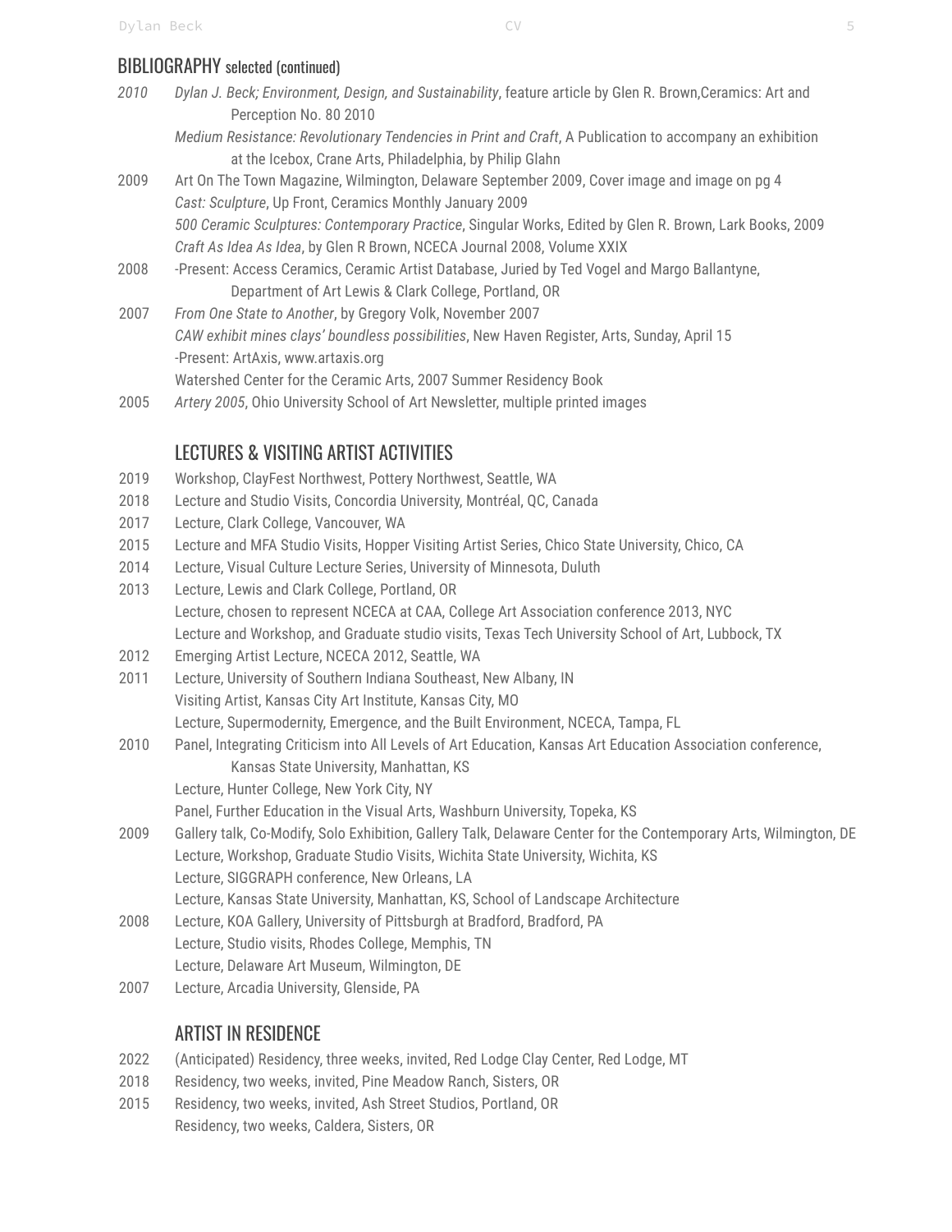## BIBLIOGRAPHY selected (continued)

*2010* *Dylan J. Beck; Environment, Design, and Sustainability*, feature article by Glen R. Brown,Ceramics: Art and Perception No. 80 2010

*Medium Resistance: Revolutionary Tendencies in Print and Craft*, A Publication to accompany an exhibition at the Icebox, Crane Arts, Philadelphia, by Philip Glahn

2009 Art On The Town Magazine, Wilmington, Delaware September 2009, Cover image and image on pg 4

*Cast: Sculpture*, Up Front, Ceramics Monthly January 2009

*500 Ceramic Sculptures: Contemporary Practice*, Singular Works, Edited by Glen R. Brown, Lark Books, 2009

*Craft As Idea As Idea*, by Glen R Brown, NCECA Journal 2008, Volume XXIX

2008 -Present: Access Ceramics, Ceramic Artist Database, Juried by Ted Vogel and Margo Ballantyne, Department of Art Lewis & Clark College, Portland, OR

2007 *From One State to Another*, by Gregory Volk, November 2007

*CAW exhibit mines clays' boundless possibilities*, New Haven Register, Arts, Sunday, April 15

-Present: ArtAxis, www.artaxis.org

Watershed Center for the Ceramic Arts, 2007 Summer Residency Book

2005 *Artery 2005*, Ohio University School of Art Newsletter, multiple printed images

## LECTURES & VISITING ARTIST ACTIVITIES

2019 Workshop, ClayFest Northwest, Pottery Northwest, Seattle, WA

2018 Lecture and Studio Visits, Concordia University, Montréal, QC, Canada

2017 Lecture, Clark College, Vancouver, WA

2015 Lecture and MFA Studio Visits, Hopper Visiting Artist Series, Chico State University, Chico, CA

2014 Lecture, Visual Culture Lecture Series, University of Minnesota, Duluth

2013 Lecture, Lewis and Clark College, Portland, OR

Lecture, chosen to represent NCECA at CAA, College Art Association conference 2013, NYC

Lecture and Workshop, and Graduate studio visits, Texas Tech University School of Art, Lubbock, TX

2012 Emerging Artist Lecture, NCECA 2012, Seattle, WA

2011 Lecture, University of Southern Indiana Southeast, New Albany, IN

Visiting Artist, Kansas City Art Institute, Kansas City, MO

Lecture, Supermodernity, Emergence, and the Built Environment, NCECA, Tampa, FL

2010 Panel, Integrating Criticism into All Levels of Art Education, Kansas Art Education Association conference, Kansas State University, Manhattan, KS

Lecture, Hunter College, New York City, NY

Panel, Further Education in the Visual Arts, Washburn University, Topeka, KS

2009 Gallery talk, Co-Modify, Solo Exhibition, Gallery Talk, Delaware Center for the Contemporary Arts, Wilmington, DE

Lecture, Workshop, Graduate Studio Visits, Wichita State University, Wichita, KS

Lecture, SIGGRAPH conference, New Orleans, LA

Lecture, Kansas State University, Manhattan, KS, School of Landscape Architecture

2008 Lecture, KOA Gallery, University of Pittsburgh at Bradford, Bradford, PA

Lecture, Studio visits, Rhodes College, Memphis, TN

Lecture, Delaware Art Museum, Wilmington, DE

2007 Lecture, Arcadia University, Glenside, PA

## ARTIST IN RESIDENCE

2022 (Anticipated) Residency, three weeks, invited, Red Lodge Clay Center, Red Lodge, MT

2018 Residency, two weeks, invited, Pine Meadow Ranch, Sisters, OR

2015 Residency, two weeks, invited, Ash Street Studios, Portland, OR

Residency, two weeks, Caldera, Sisters, OR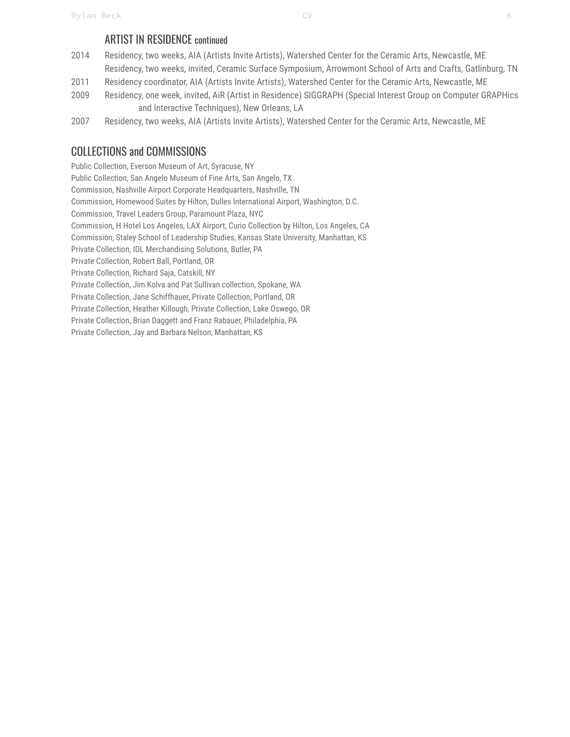## ARTIST IN RESIDENCE continued

2014 Residency, two weeks, AIA (Artists Invite Artists), Watershed Center for the Ceramic Arts, Newcastle, ME
Residency, two weeks, invited, Ceramic Surface Symposium, Arrowmont School of Arts and Crafts, Gatlinburg, TN

2011 Residency coordinator, AIA (Artists Invite Artists), Watershed Center for the Ceramic Arts, Newcastle, ME

2009 Residency, one week, invited, AiR (Artist in Residence) SIGGRAPH (Special Interest Group on Computer GRAPHics and Interactive Techniques), New Orleans, LA

2007 Residency, two weeks, AIA (Artists Invite Artists), Watershed Center for the Ceramic Arts, Newcastle, ME

## COLLECTIONS and COMMISSIONS

Public Collection, Everson Museum of Art, Syracuse, NY
Public Collection, San Angelo Museum of Fine Arts, San Angelo, TX
Commission, Nashville Airport Corporate Headquarters, Nashville, TN
Commission, Homewood Suites by Hilton, Dulles International Airport, Washington, D.C.
Commission, Travel Leaders Group, Paramount Plaza, NYC
Commission, H Hotel Los Angeles, LAX Airport, Curio Collection by Hilton, Los Angeles, CA
Commission, Staley School of Leadership Studies, Kansas State University, Manhattan, KS
Private Collection, IDL Merchandising Solutions, Butler, PA
Private Collection, Robert Ball, Portland, OR
Private Collection, Richard Saja, Catskill, NY
Private Collection, Jim Kolva and Pat Sullivan collection, Spokane, WA
Private Collection, Jane Schiffhauer, Private Collection, Portland, OR
Private Collection, Heather Killough, Private Collection, Lake Oswego, OR
Private Collection, Brian Daggett and Franz Rabauer, Philadelphia, PA
Private Collection, Jay and Barbara Nelson, Manhattan, KS